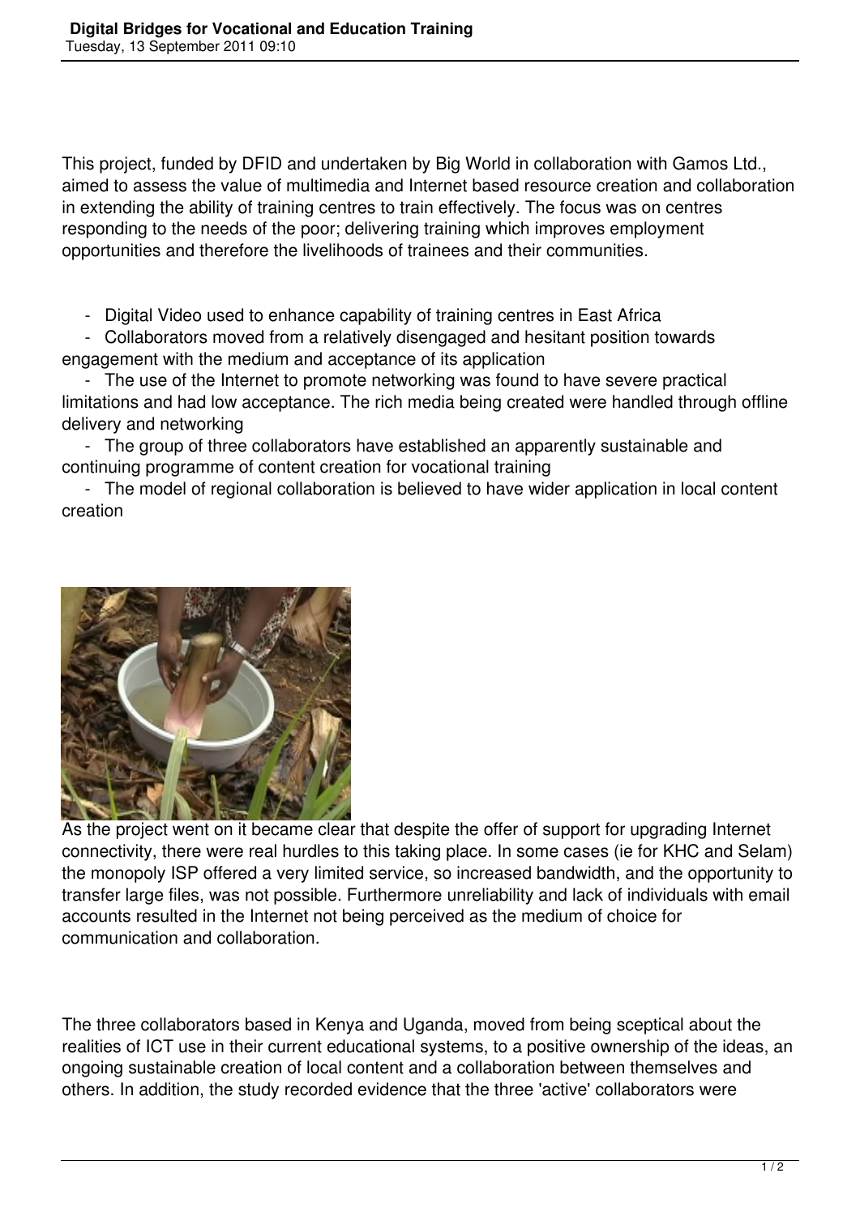This project, funded by DFID and undertaken by Big World in collaboration with Gamos Ltd., aimed to assess the value of multimedia and Internet based resource creation and collaboration in extending the ability of training centres to train effectively. The focus was on centres responding to the needs of the poor; delivering training which improves employment opportunities and therefore the livelihoods of trainees and their communities.

- Digital Video used to enhance capability of training centres in East Africa
- Collaborators moved from a relatively disengaged and hesitant position towards engagement with the medium and acceptance of its application
- The use of the Internet to promote networking was found to have severe practical limitations and had low acceptance. The rich media being created were handled through offline delivery and networking
- The group of three collaborators have established an apparently sustainable and continuing programme of content creation for vocational training
- The model of regional collaboration is believed to have wider application in local content creation

As the project went on it became clear that despite the offer of support for upgrading Internet connectivity, there were real hurdles to this taking place. In some cases (ie for KHC and Selam) the monopoly ISP offered a very limited service, so increased bandwidth, and the opportunity to transfer large files, was not possible. Furthermore unreliability and lack of individuals with email accounts resulted in the Internet not being perceived as the medium of choice for communication and collaboration.

The three collaborators based in Kenya and Uganda, moved from being sceptical about the realities of ICT use in their current educational systems, to a positive ownership of the ideas, an ongoing sustainable creation of local content and a collaboration between themselves and others. In addition, the study recorded evidence that the three 'active' collaborators were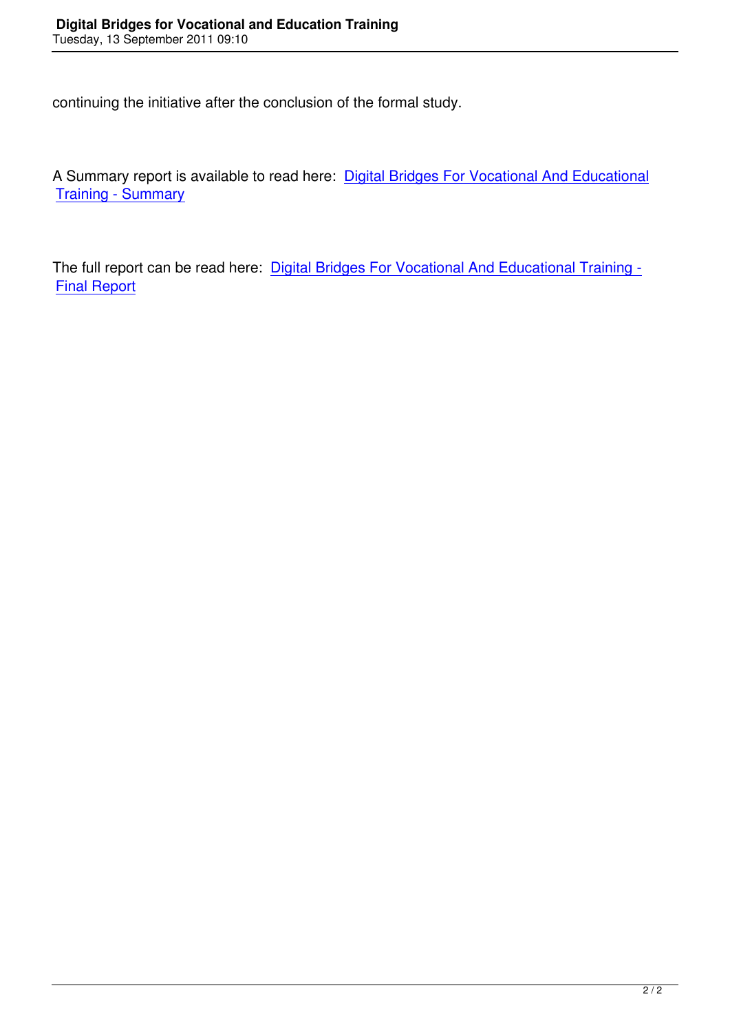continuing the initiative after the conclusion of the formal study.

A Summary report is available to read here: Digital Bridges For Vocational And Educational Training - Summary

The full report can be read here: Digital Bridges For Vocational And Educational Training - Final Report